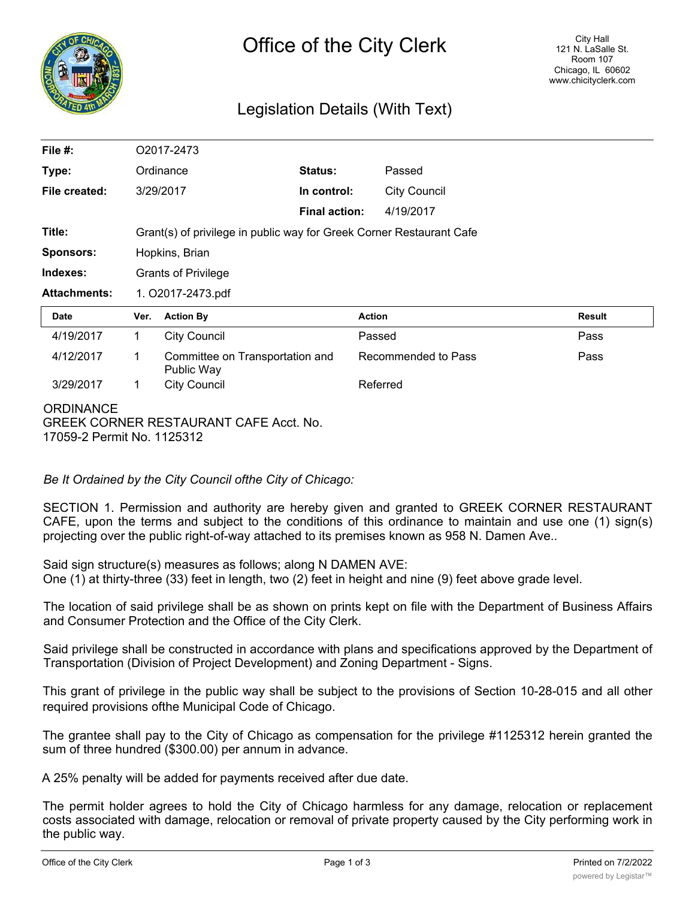# Office of the City Clerk

City Hall
121 N. LaSalle St.
Room 107
Chicago, IL 60602
www.chicityclerk.com

## Legislation Details (With Text)

| | | | |
|---|---|---|---|
| **File #:** | O2017-2473 | | |
| **Type:** | Ordinance | **Status:** | Passed |
| **File created:** | 3/29/2017 | **In control:** | City Council |
| | | **Final action:** | 4/19/2017 |
| **Title:** | Grant(s) of privilege in public way for Greek Corner Restaurant Cafe | | |
| **Sponsors:** | Hopkins, Brian | | |
| **Indexes:** | Grants of Privilege | | |
| **Attachments:** | 1. O2017-2473.pdf | | |

| Date | Ver. | Action By | Action | Result |
|---|---|---|---|---|
| 4/19/2017 | 1 | City Council | Passed | Pass |
| 4/12/2017 | 1 | Committee on Transportation and Public Way | Recommended to Pass | Pass |
| 3/29/2017 | 1 | City Council | Referred | |

ORDINANCE
GREEK CORNER RESTAURANT CAFE Acct. No. 17059-2 Permit No. 1125312

*Be It Ordained by the City Council ofthe City of Chicago:*

SECTION 1. Permission and authority are hereby given and granted to GREEK CORNER RESTAURANT CAFE, upon the terms and subject to the conditions of this ordinance to maintain and use one (1) sign(s) projecting over the public right-of-way attached to its premises known as 958 N. Damen Ave..

Said sign structure(s) measures as follows; along N DAMEN AVE:
One (1) at thirty-three (33) feet in length, two (2) feet in height and nine (9) feet above grade level.

The location of said privilege shall be as shown on prints kept on file with the Department of Business Affairs and Consumer Protection and the Office of the City Clerk.

Said privilege shall be constructed in accordance with plans and specifications approved by the Department of Transportation (Division of Project Development) and Zoning Department - Signs.

This grant of privilege in the public way shall be subject to the provisions of Section 10-28-015 and all other required provisions ofthe Municipal Code of Chicago.

The grantee shall pay to the City of Chicago as compensation for the privilege #1125312 herein granted the sum of three hundred ($300.00) per annum in advance.

A 25% penalty will be added for payments received after due date.

The permit holder agrees to hold the City of Chicago harmless for any damage, relocation or replacement costs associated with damage, relocation or removal of private property caused by the City performing work in the public way.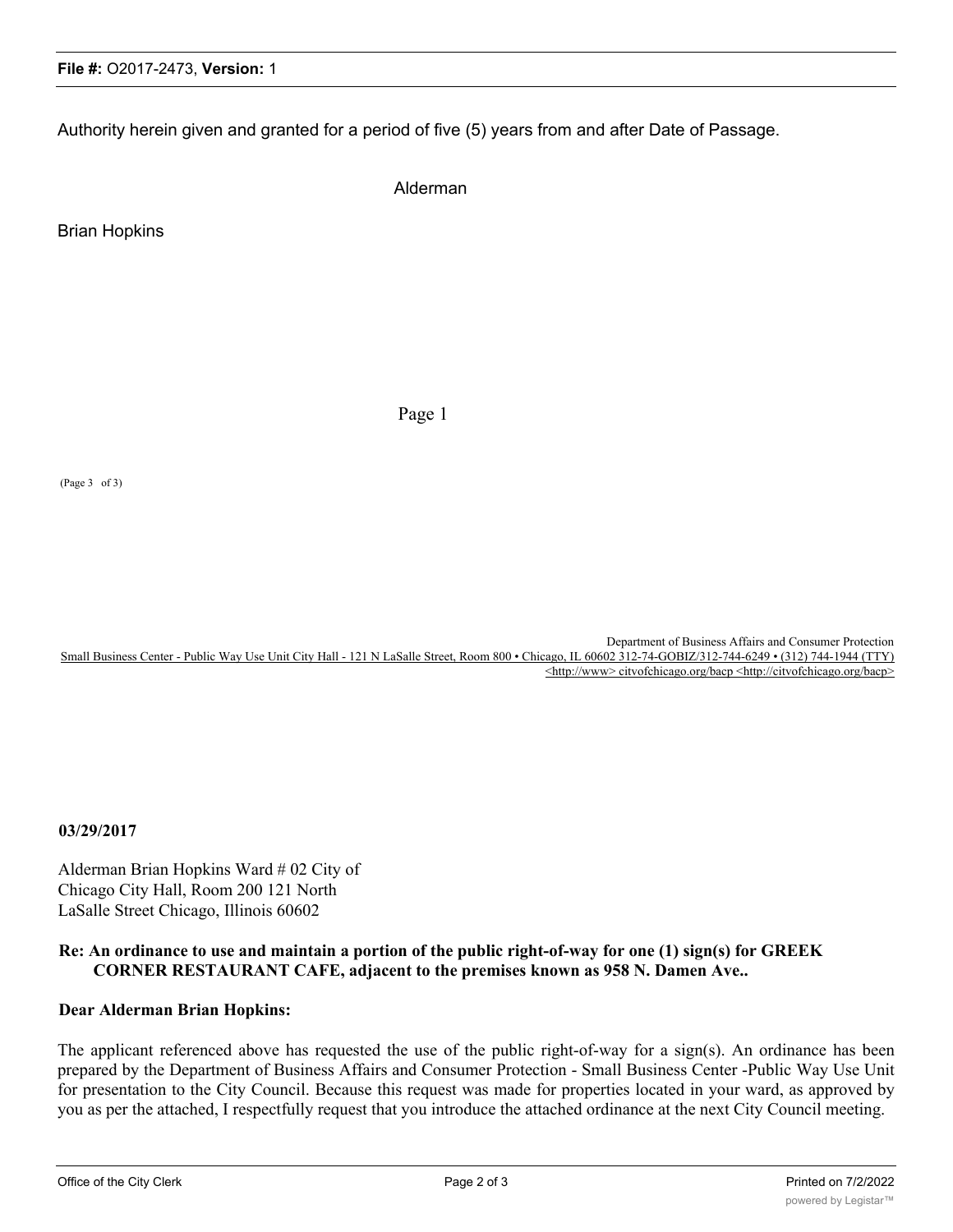Authority herein given and granted for a period of five (5) years from and after Date of Passage.

Alderman

Brian Hopkins

Page 1

(Page 3 of 3)

Department of Business Affairs and Consumer Protection
Small Business Center - Public Way Use Unit City Hall - 121 N LaSalle Street, Room 800 • Chicago, IL 60602 312-74-GOBIZ/312-744-6249 • (312) 744-1944 (TTY) <http://www> citvofchicago.org/bacp <http://citvofchicago.org/bacp>

**03/29/2017**

Alderman Brian Hopkins Ward # 02 City of Chicago City Hall, Room 200 121 North LaSalle Street Chicago, Illinois 60602

**Re: An ordinance to use and maintain a portion of the public right-of-way for one (1) sign(s) for GREEK CORNER RESTAURANT CAFE, adjacent to the premises known as 958 N. Damen Ave..**

**Dear Alderman Brian Hopkins:**

The applicant referenced above has requested the use of the public right-of-way for a sign(s). An ordinance has been prepared by the Department of Business Affairs and Consumer Protection - Small Business Center -Public Way Use Unit for presentation to the City Council. Because this request was made for properties located in your ward, as approved by you as per the attached, I respectfully request that you introduce the attached ordinance at the next City Council meeting.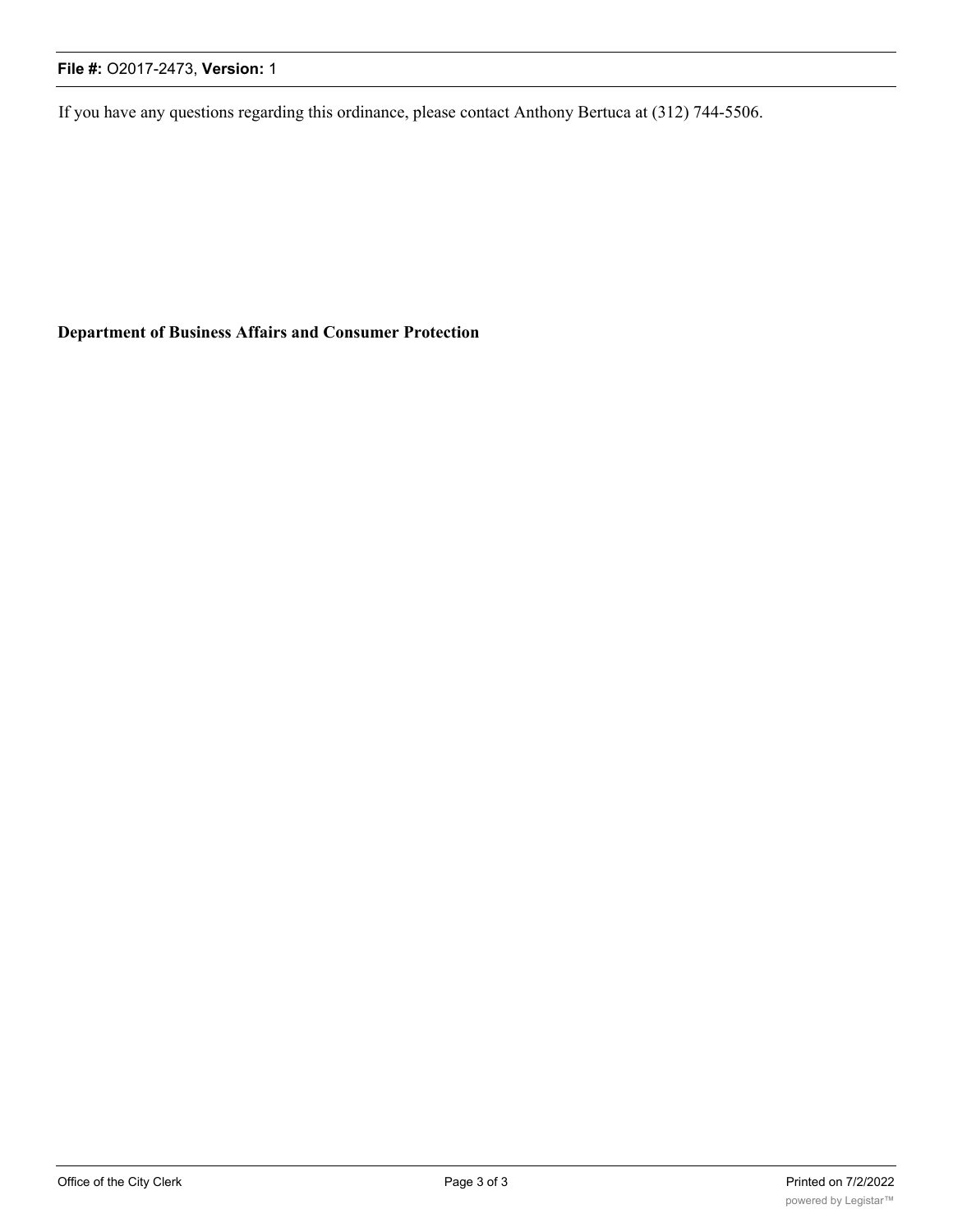If you have any questions regarding this ordinance, please contact Anthony Bertuca at (312) 744-5506.

**Department of Business Affairs and Consumer Protection**